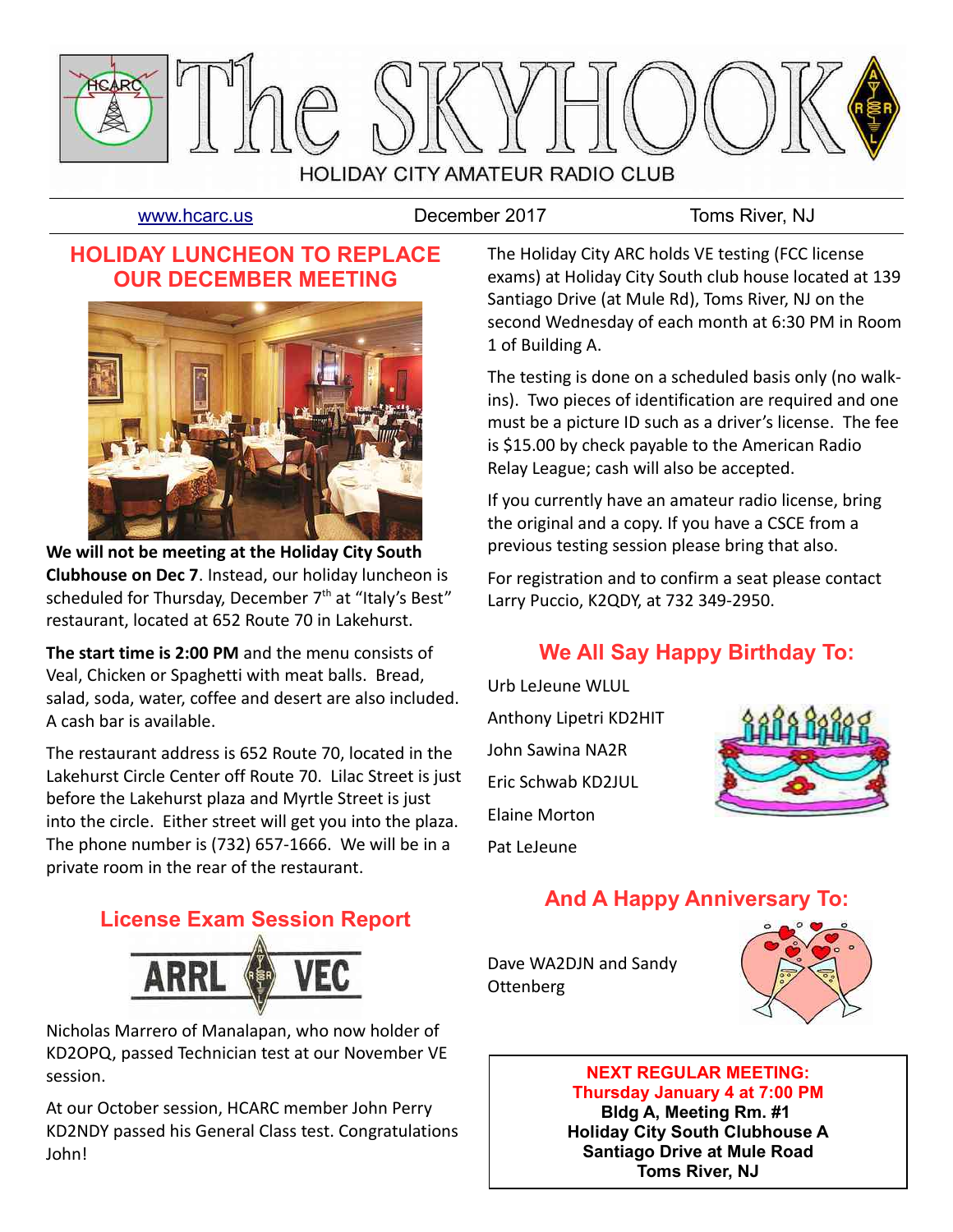# The SKYHOOK

HOLIDAY CITY AMATEUR RADIO CLUB

www.hcarc.us | December 2017 | Toms River, NJ

## HOLIDAY LUNCHEON TO REPLACE OUR DECEMBER MEETING

**We will not be meeting at the Holiday City South Clubhouse on Dec 7**. Instead, our holiday luncheon is scheduled for Thursday, December 7th at "Italy's Best" restaurant, located at 652 Route 70 in Lakehurst.

**The start time is 2:00 PM** and the menu consists of Veal, Chicken or Spaghetti with meat balls. Bread, salad, soda, water, coffee and desert are also included. A cash bar is available.

The restaurant address is 652 Route 70, located in the Lakehurst Circle Center off Route 70. Lilac Street is just before the Lakehurst plaza and Myrtle Street is just into the circle. Either street will get you into the plaza. The phone number is (732) 657-1666. We will be in a private room in the rear of the restaurant.

## License Exam Session Report

ARRL VEC

Nicholas Marrero of Manalapan, who now holder of KD2OPQ, passed Technician test at our November VE session.

At our October session, HCARC member John Perry KD2NDY passed his General Class test. Congratulations John!

The Holiday City ARC holds VE testing (FCC license exams) at Holiday City South club house located at 139 Santiago Drive (at Mule Rd), Toms River, NJ on the second Wednesday of each month at 6:30 PM in Room 1 of Building A.

The testing is done on a scheduled basis only (no walk-ins). Two pieces of identification are required and one must be a picture ID such as a driver's license. The fee is $15.00 by check payable to the American Radio Relay League; cash will also be accepted.

If you currently have an amateur radio license, bring the original and a copy. If you have a CSCE from a previous testing session please bring that also.

For registration and to confirm a seat please contact Larry Puccio, K2QDY, at 732 349-2950.

## We All Say Happy Birthday To:

Urb LeJeune WLUL

Anthony Lipetri KD2HIT

John Sawina NA2R

Eric Schwab KD2JUL

Elaine Morton

Pat LeJeune

## And A Happy Anniversary To:

Dave WA2DJN and Sandy Ottenberg

**NEXT REGULAR MEETING:**
**Thursday January 4 at 7:00 PM**
**Bldg A, Meeting Rm. #1**
**Holiday City South Clubhouse A**
**Santiago Drive at Mule Road**
**Toms River, NJ**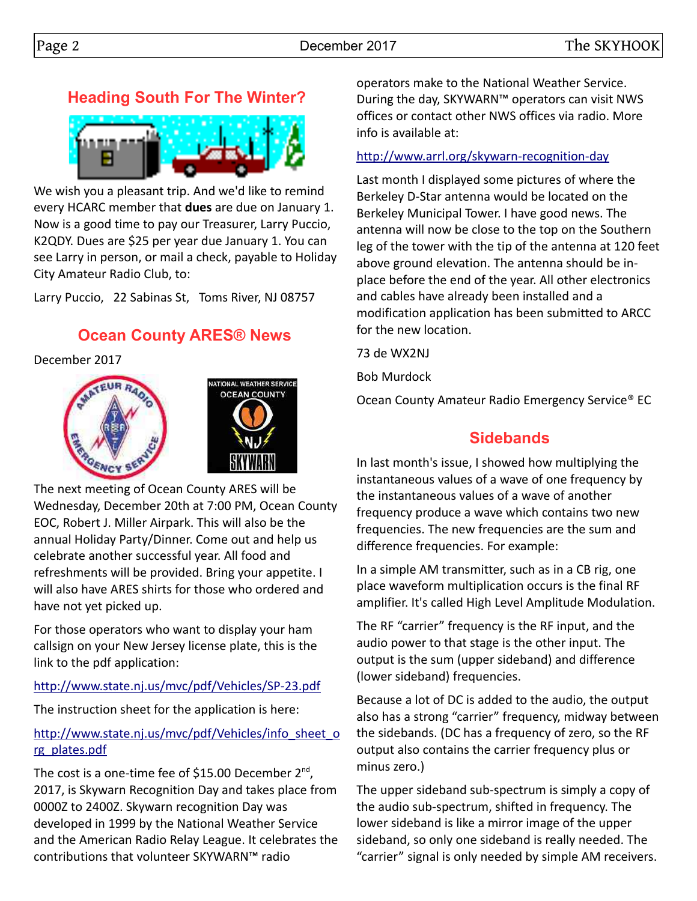## Heading South For The Winter?

We wish you a pleasant trip. And we'd like to remind every HCARC member that **dues** are due on January 1. Now is a good time to pay our Treasurer, Larry Puccio, K2QDY. Dues are $25 per year due January 1. You can see Larry in person, or mail a check, payable to Holiday City Amateur Radio Club, to:

Larry Puccio, 22 Sabinas St, Toms River, NJ 08757

## Ocean County ARES® News

December 2017

The next meeting of Ocean County ARES will be Wednesday, December 20th at 7:00 PM, Ocean County EOC, Robert J. Miller Airpark. This will also be the annual Holiday Party/Dinner. Come out and help us celebrate another successful year. All food and refreshments will be provided. Bring your appetite. I will also have ARES shirts for those who ordered and have not yet picked up.

For those operators who want to display your ham callsign on your New Jersey license plate, this is the link to the pdf application:

http://www.state.nj.us/mvc/pdf/Vehicles/SP-23.pdf

The instruction sheet for the application is here:

http://www.state.nj.us/mvc/pdf/Vehicles/info_sheet_org_plates.pdf

The cost is a one-time fee of $15.00 December 2nd, 2017, is Skywarn Recognition Day and takes place from 0000Z to 2400Z. Skywarn recognition Day was developed in 1999 by the National Weather Service and the American Radio Relay League. It celebrates the contributions that volunteer SKYWARN™ radio operators make to the National Weather Service. During the day, SKYWARN™ operators can visit NWS offices or contact other NWS offices via radio. More info is available at:

http://www.arrl.org/skywarn-recognition-day

Last month I displayed some pictures of where the Berkeley D-Star antenna would be located on the Berkeley Municipal Tower. I have good news. The antenna will now be close to the top on the Southern leg of the tower with the tip of the antenna at 120 feet above ground elevation. The antenna should be in-place before the end of the year. All other electronics and cables have already been installed and a modification application has been submitted to ARCC for the new location.

73 de WX2NJ

Bob Murdock

Ocean County Amateur Radio Emergency Service® EC

## Sidebands

In last month's issue, I showed how multiplying the instantaneous values of a wave of one frequency by the instantaneous values of a wave of another frequency produce a wave which contains two new frequencies. The new frequencies are the sum and difference frequencies. For example:

In a simple AM transmitter, such as in a CB rig, one place waveform multiplication occurs is the final RF amplifier. It's called High Level Amplitude Modulation.

The RF “carrier” frequency is the RF input, and the audio power to that stage is the other input. The output is the sum (upper sideband) and difference (lower sideband) frequencies.

Because a lot of DC is added to the audio, the output also has a strong “carrier” frequency, midway between the sidebands. (DC has a frequency of zero, so the RF output also contains the carrier frequency plus or minus zero.)

The upper sideband sub-spectrum is simply a copy of the audio sub-spectrum, shifted in frequency. The lower sideband is like a mirror image of the upper sideband, so only one sideband is really needed. The “carrier” signal is only needed by simple AM receivers.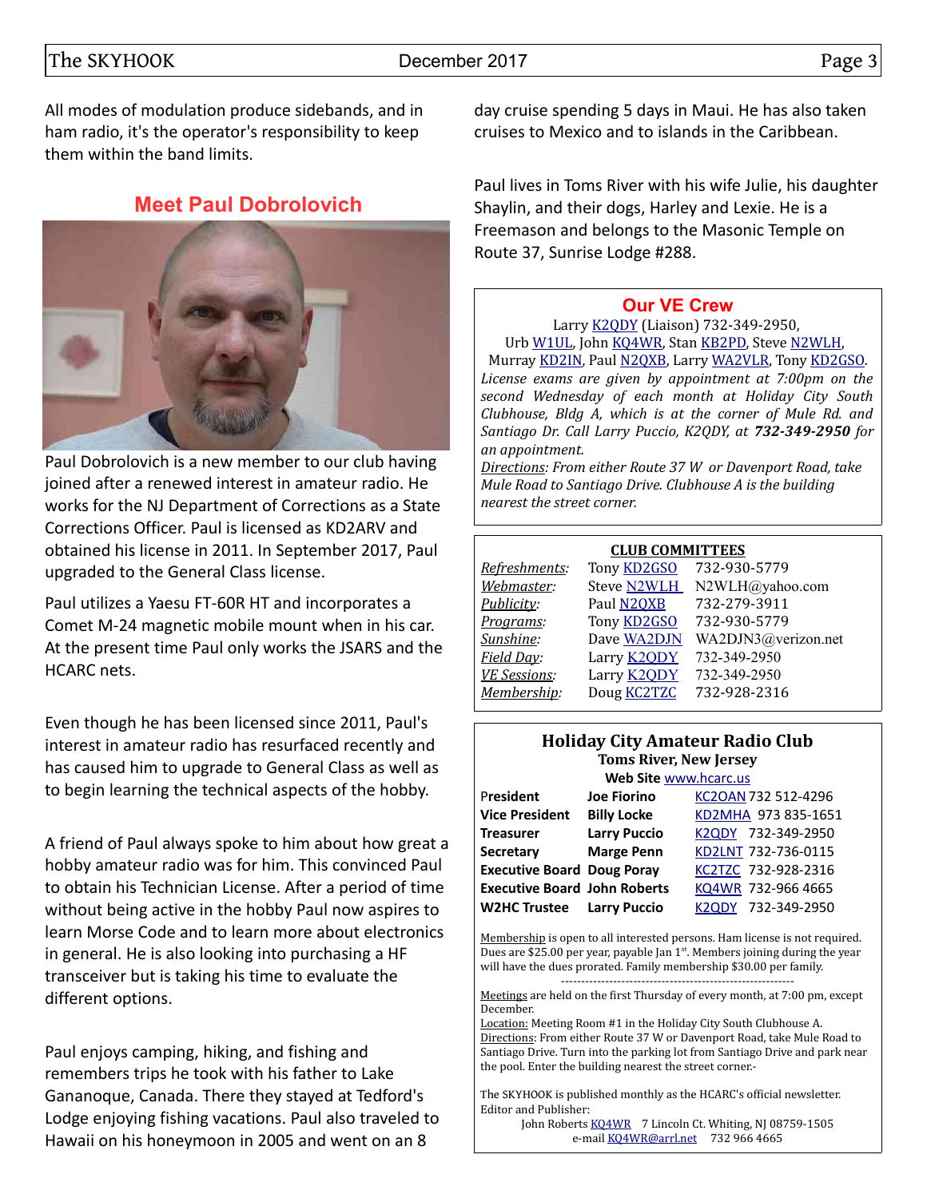All modes of modulation produce sidebands, and in ham radio, it's the operator's responsibility to keep them within the band limits.

## Meet Paul Dobrolovich

Paul Dobrolovich is a new member to our club having joined after a renewed interest in amateur radio. He works for the NJ Department of Corrections as a State Corrections Officer. Paul is licensed as KD2ARV and obtained his license in 2011. In September 2017, Paul upgraded to the General Class license.

Paul utilizes a Yaesu FT-60R HT and incorporates a Comet M-24 magnetic mobile mount when in his car. At the present time Paul only works the JSARS and the HCARC nets.

Even though he has been licensed since 2011, Paul's interest in amateur radio has resurfaced recently and has caused him to upgrade to General Class as well as to begin learning the technical aspects of the hobby.

A friend of Paul always spoke to him about how great a hobby amateur radio was for him. This convinced Paul to obtain his Technician License. After a period of time without being active in the hobby Paul now aspires to learn Morse Code and to learn more about electronics in general. He is also looking into purchasing a HF transceiver but is taking his time to evaluate the different options.

Paul enjoys camping, hiking, and fishing and remembers trips he took with his father to Lake Gananoque, Canada. There they stayed at Tedford's Lodge enjoying fishing vacations. Paul also traveled to Hawaii on his honeymoon in 2005 and went on an 8 day cruise spending 5 days in Maui. He has also taken cruises to Mexico and to islands in the Caribbean.

Paul lives in Toms River with his wife Julie, his daughter Shaylin, and their dogs, Harley and Lexie. He is a Freemason and belongs to the Masonic Temple on Route 37, Sunrise Lodge #288.

## Our VE Crew

Larry K2QDY (Liaison) 732-349-2950,
Urb W1UL, John KQ4WR, Stan KB2PD, Steve N2WLH, Murray KD2IN, Paul N2QXB, Larry WA2VLR, Tony KD2GSO.

*License exams are given by appointment at 7:00pm on the second Wednesday of each month at Holiday City South Clubhouse, Bldg A, which is at the corner of Mule Rd. and Santiago Dr. Call Larry Puccio, K2QDY, at **732-349-2950** for an appointment.*

*Directions: From either Route 37 W or Davenport Road, take Mule Road to Santiago Drive. Clubhouse A is the building nearest the street corner.*

**CLUB COMMITTEES**

| Committee | Name | Contact |
|---|---|---|
| *Refreshments:* | Tony KD2GSO | 732-930-5779 |
| *Webmaster:* | Steve N2WLH | N2WLH@yahoo.com |
| *Publicity:* | Paul N2QXB | 732-279-3911 |
| *Programs:* | Tony KD2GSO | 732-930-5779 |
| *Sunshine:* | Dave WA2DJN | WA2DJN3@verizon.net |
| *Field Day:* | Larry K2QDY | 732-349-2950 |
| *VE Sessions:* | Larry K2QDY | 732-349-2950 |
| *Membership:* | Doug KC2TZC | 732-928-2316 |

## Holiday City Amateur Radio Club
**Toms River, New Jersey**
**Web Site** www.hcarc.us

| Office | Name | Call / Phone |
|---|---|---|
| **President** | **Joe Fiorino** | KC2OAN 732 512-4296 |
| **Vice President** | **Billy Locke** | KD2MHA 973 835-1651 |
| **Treasurer** | **Larry Puccio** | K2QDY 732-349-2950 |
| **Secretary** | **Marge Penn** | KD2LNT 732-736-0115 |
| **Executive Board** | **Doug Poray** | KC2TZC 732-928-2316 |
| **Executive Board** | **John Roberts** | KQ4WR 732-966 4665 |
| **W2HC Trustee** | **Larry Puccio** | K2QDY 732-349-2950 |

Membership is open to all interested persons. Ham license is not required. Dues are $25.00 per year, payable Jan 1st. Members joining during the year will have the dues prorated. Family membership $30.00 per family.

---

Meetings are held on the first Thursday of every month, at 7:00 pm, except December.
Location: Meeting Room #1 in the Holiday City South Clubhouse A.
Directions: From either Route 37 W or Davenport Road, take Mule Road to Santiago Drive. Turn into the parking lot from Santiago Drive and park near the pool. Enter the building nearest the street corner.-

The SKYHOOK is published monthly as the HCARC's official newsletter.
Editor and Publisher:
John Roberts KQ4WR 7 Lincoln Ct. Whiting, NJ 08759-1505
e-mail KQ4WR@arrl.net 732 966 4665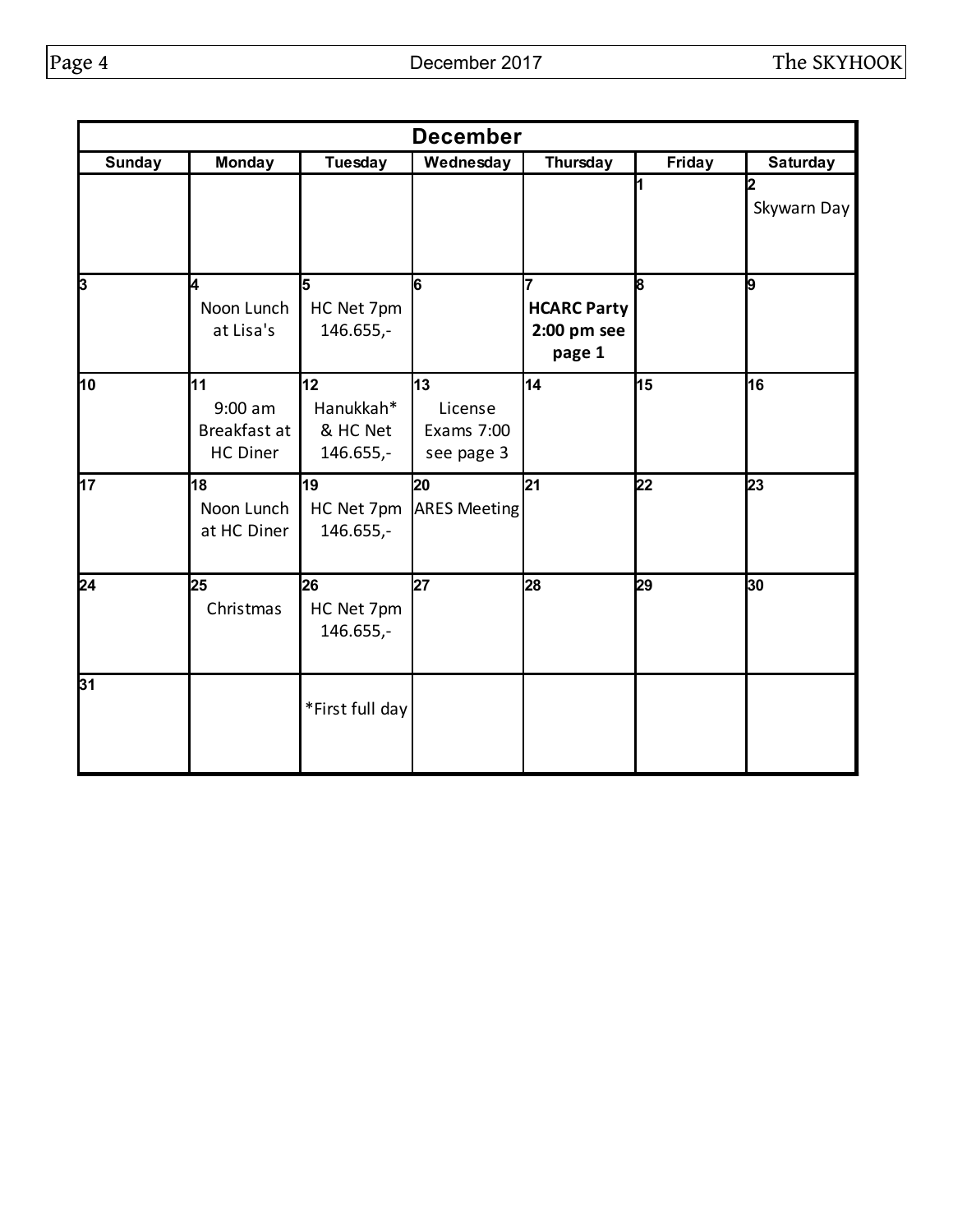| December | | | | | | |
|---|---|---|---|---|---|---|
| **Sunday** | **Monday** | **Tuesday** | **Wednesday** | **Thursday** | **Friday** | **Saturday** |
| | | | | | 1 | 2 Skywarn Day |
| 3 | 4 Noon Lunch at Lisa's | 5 HC Net 7pm 146.655,- | 6 | 7 **HCARC Party 2:00 pm see page 1** | 8 | 9 |
| 10 | 11 9:00 am Breakfast at HC Diner | 12 Hanukkah* & HC Net 146.655,- | 13 License Exams 7:00 see page 3 | 14 | 15 | 16 |
| 17 | 18 Noon Lunch at HC Diner | 19 HC Net 7pm 146.655,- | 20 ARES Meeting | 21 | 22 | 23 |
| 24 | 25 Christmas | 26 HC Net 7pm 146.655,- | 27 | 28 | 29 | 30 |
| 31 | | *First full day | | | | |